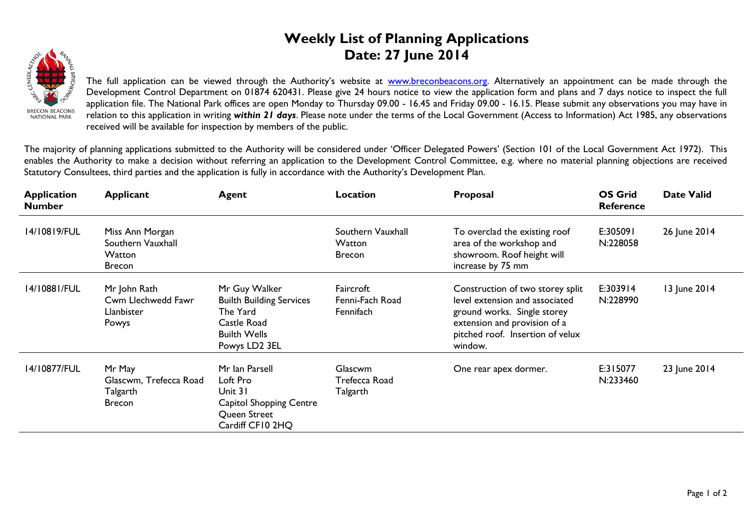# Weekly List of Planning Applications
## Date: 27 June 2014

The full application can be viewed through the Authority's website at www.breconbeacons.org. Alternatively an appointment can be made through the Development Control Department on 01874 620431. Please give 24 hours notice to view the application form and plans and 7 days notice to inspect the full application file. The National Park offices are open Monday to Thursday 09.00 - 16.45 and Friday 09.00 - 16.15. Please submit any observations you may have in relation to this application in writing ***within 21 days***. Please note under the terms of the Local Government (Access to Information) Act 1985, any observations received will be available for inspection by members of the public.

The majority of planning applications submitted to the Authority will be considered under 'Officer Delegated Powers' (Section 101 of the Local Government Act 1972). This enables the Authority to make a decision without referring an application to the Development Control Committee, e.g. where no material planning objections are received Statutory Consultees, third parties and the application is fully in accordance with the Authority's Development Plan.

| Application Number | Applicant | Agent | Location | Proposal | OS Grid Reference | Date Valid |
|---|---|---|---|---|---|---|
| 14/10819/FUL | Miss Ann Morgan<br>Southern Vauxhall<br>Watton<br>Brecon | | Southern Vauxhall<br>Watton<br>Brecon | To overclad the existing roof area of the workshop and showroom. Roof height will increase by 75 mm | E:305091<br>N:228058 | 26 June 2014 |
| 14/10881/FUL | Mr John Rath<br>Cwm Llechwedd Fawr<br>Llanbister<br>Powys | Mr Guy Walker<br>Builth Building Services<br>The Yard<br>Castle Road<br>Builth Wells<br>Powys LD2 3EL | Faircroft<br>Fenni-Fach Road<br>Fennifach | Construction of two storey split level extension and associated ground works. Single storey extension and provision of a pitched roof. Insertion of velux window. | E:303914<br>N:228990 | 13 June 2014 |
| 14/10877/FUL | Mr May<br>Glascwm, Trefecca Road<br>Talgarth<br>Brecon | Mr Ian Parsell<br>Loft Pro<br>Unit 31<br>Capitol Shopping Centre<br>Queen Street<br>Cardiff CF10 2HQ | Glascwm<br>Trefecca Road<br>Talgarth | One rear apex dormer. | E:315077<br>N:233460 | 23 June 2014 |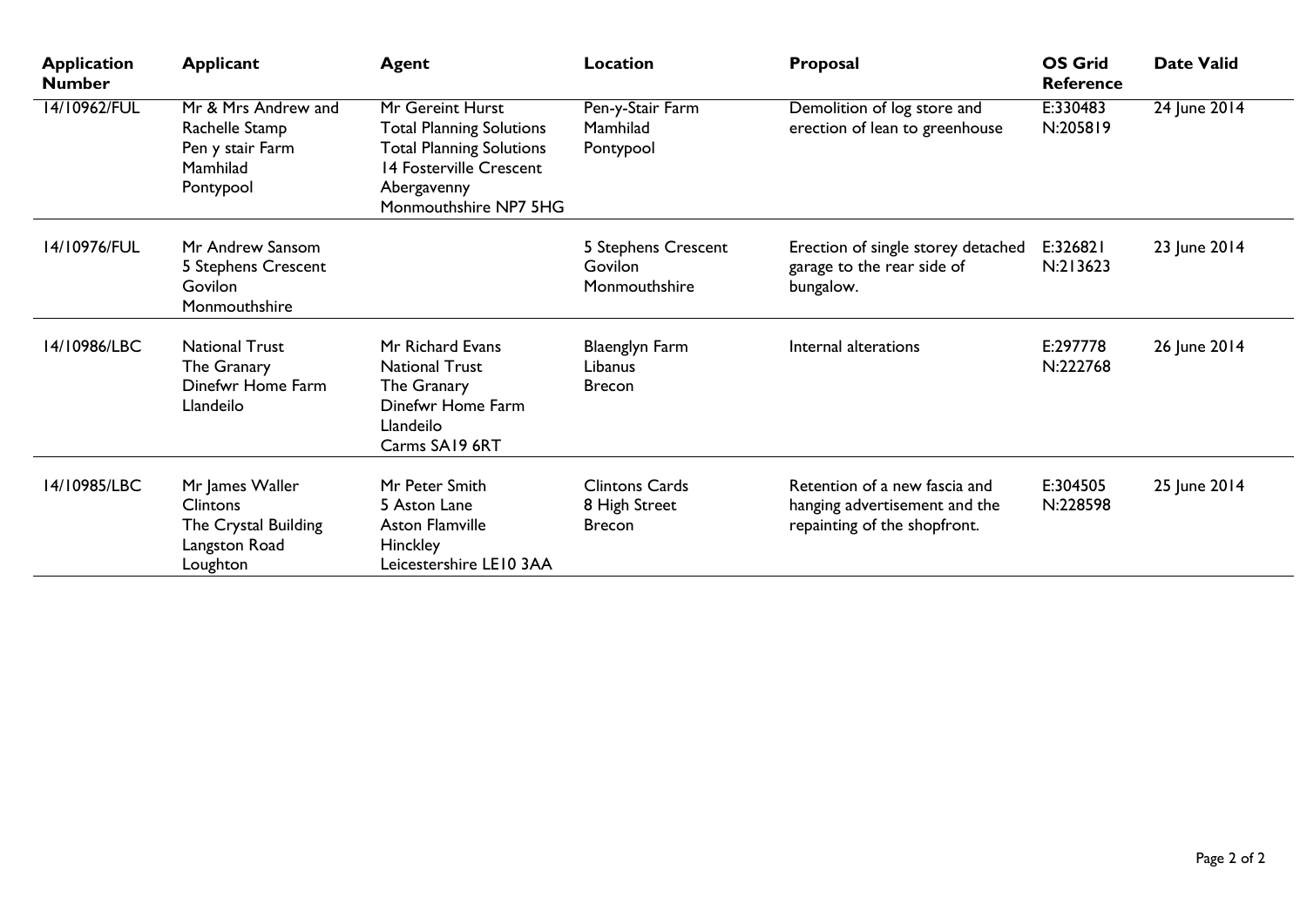| Application Number | Applicant | Agent | Location | Proposal | OS Grid Reference | Date Valid |
|---|---|---|---|---|---|---|
| 14/10962/FUL | Mr & Mrs Andrew and Rachelle Stamp<br>Pen y stair Farm<br>Mamhilad<br>Pontypool | Mr Gereint Hurst<br>Total Planning Solutions<br>Total Planning Solutions<br>14 Fosterville Crescent<br>Abergavenny<br>Monmouthshire NP7 5HG | Pen-y-Stair Farm<br>Mamhilad<br>Pontypool | Demolition of log store and erection of lean to greenhouse | E:330483<br>N:205819 | 24 June 2014 |
| 14/10976/FUL | Mr Andrew Sansom<br>5 Stephens Crescent<br>Govilon<br>Monmouthshire | | 5 Stephens Crescent<br>Govilon<br>Monmouthshire | Erection of single storey detached garage to the rear side of bungalow. | E:326821<br>N:213623 | 23 June 2014 |
| 14/10986/LBC | National Trust<br>The Granary<br>Dinefwr Home Farm<br>Llandeilo | Mr Richard Evans<br>National Trust<br>The Granary<br>Dinefwr Home Farm<br>Llandeilo<br>Carms SA19 6RT | Blaenglyn Farm<br>Libanus<br>Brecon | Internal alterations | E:297778<br>N:222768 | 26 June 2014 |
| 14/10985/LBC | Mr James Waller<br>Clintons<br>The Crystal Building<br>Langston Road<br>Loughton | Mr Peter Smith<br>5 Aston Lane<br>Aston Flamville<br>Hinckley<br>Leicestershire LE10 3AA | Clintons Cards<br>8 High Street<br>Brecon | Retention of a new fascia and hanging advertisement and the repainting of the shopfront. | E:304505<br>N:228598 | 25 June 2014 |